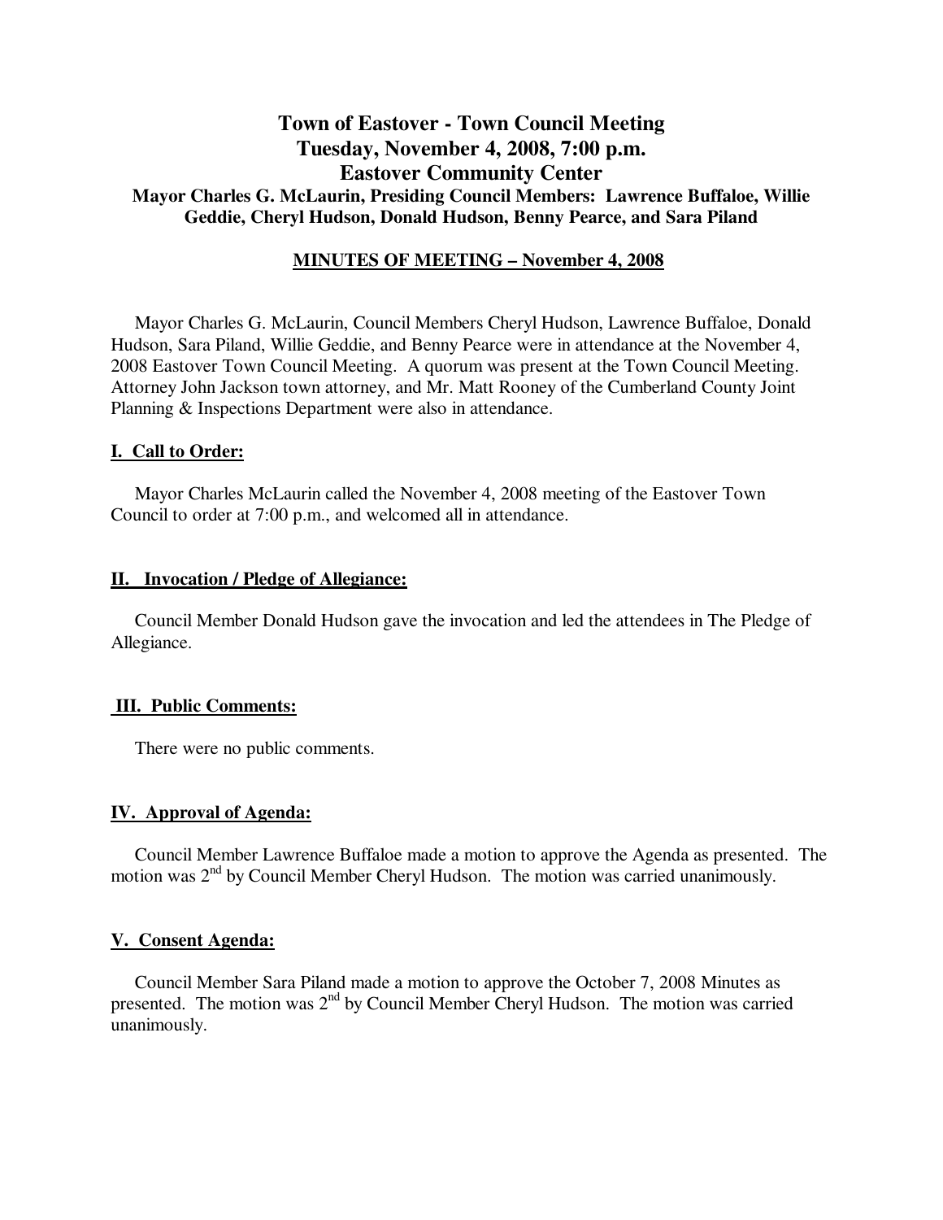# Town of Eastover - Town Council Meeting
# Tuesday, November 4, 2008, 7:00 p.m.
# Eastover Community Center

**Mayor Charles G. McLaurin, Presiding Council Members: Lawrence Buffaloe, Willie Geddie, Cheryl Hudson, Donald Hudson, Benny Pearce, and Sara Piland**

**MINUTES OF MEETING – November 4, 2008**

Mayor Charles G. McLaurin, Council Members Cheryl Hudson, Lawrence Buffaloe, Donald Hudson, Sara Piland, Willie Geddie, and Benny Pearce were in attendance at the November 4, 2008 Eastover Town Council Meeting. A quorum was present at the Town Council Meeting. Attorney John Jackson town attorney, and Mr. Matt Rooney of the Cumberland County Joint Planning & Inspections Department were also in attendance.

## I. Call to Order:

Mayor Charles McLaurin called the November 4, 2008 meeting of the Eastover Town Council to order at 7:00 p.m., and welcomed all in attendance.

## II. Invocation / Pledge of Allegiance:

Council Member Donald Hudson gave the invocation and led the attendees in The Pledge of Allegiance.

## III. Public Comments:

There were no public comments.

## IV. Approval of Agenda:

Council Member Lawrence Buffaloe made a motion to approve the Agenda as presented. The motion was 2nd by Council Member Cheryl Hudson. The motion was carried unanimously.

## V. Consent Agenda:

Council Member Sara Piland made a motion to approve the October 7, 2008 Minutes as presented. The motion was 2nd by Council Member Cheryl Hudson. The motion was carried unanimously.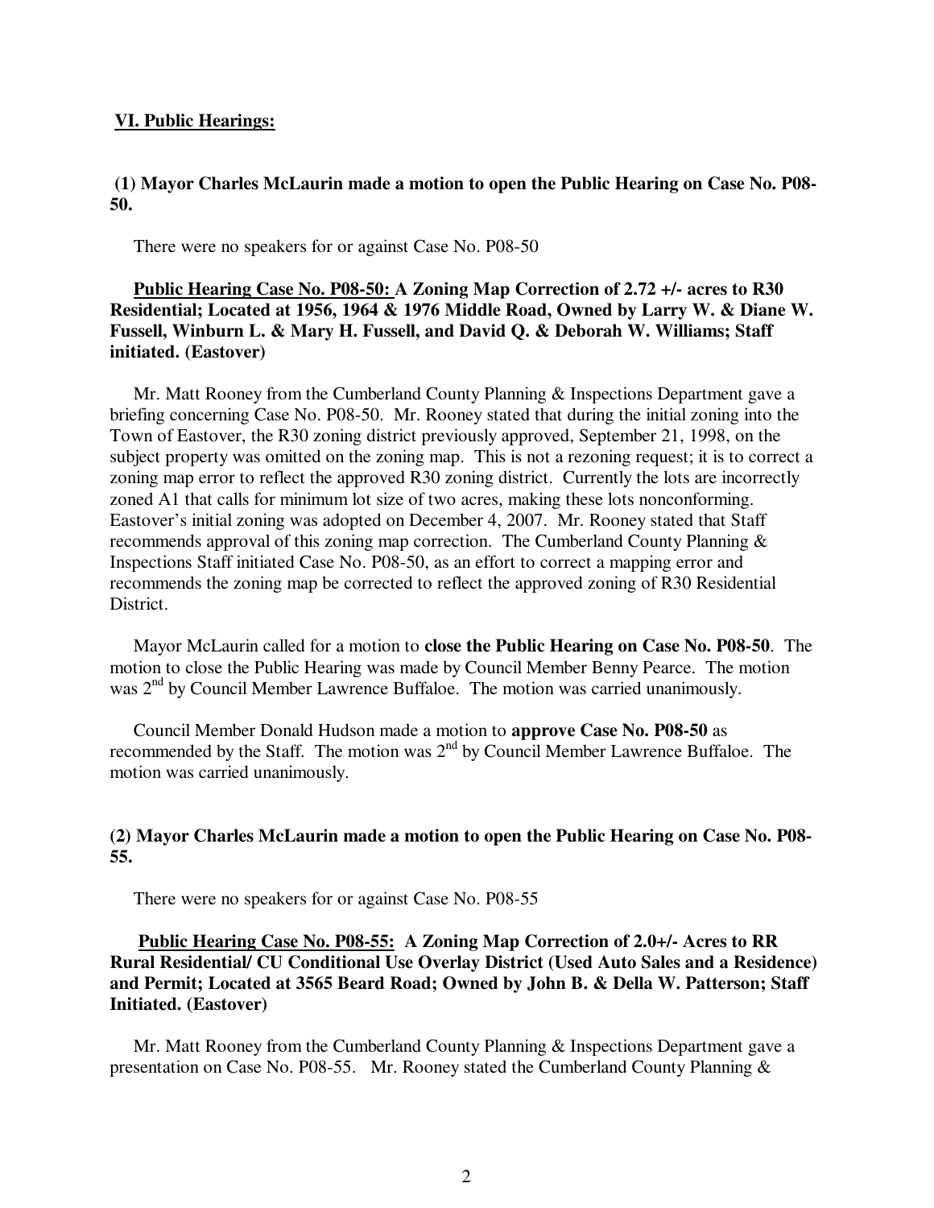**VI. Public Hearings:**

**(1) Mayor Charles McLaurin made a motion to open the Public Hearing on Case No. P08-50.**

There were no speakers for or against Case No. P08-50

**Public Hearing Case No. P08-50: A Zoning Map Correction of 2.72 +/- acres to R30 Residential; Located at 1956, 1964 & 1976 Middle Road, Owned by Larry W. & Diane W. Fussell, Winburn L. & Mary H. Fussell, and David Q. & Deborah W. Williams; Staff initiated. (Eastover)**

Mr. Matt Rooney from the Cumberland County Planning & Inspections Department gave a briefing concerning Case No. P08-50. Mr. Rooney stated that during the initial zoning into the Town of Eastover, the R30 zoning district previously approved, September 21, 1998, on the subject property was omitted on the zoning map. This is not a rezoning request; it is to correct a zoning map error to reflect the approved R30 zoning district. Currently the lots are incorrectly zoned A1 that calls for minimum lot size of two acres, making these lots nonconforming. Eastover's initial zoning was adopted on December 4, 2007. Mr. Rooney stated that Staff recommends approval of this zoning map correction. The Cumberland County Planning & Inspections Staff initiated Case No. P08-50, as an effort to correct a mapping error and recommends the zoning map be corrected to reflect the approved zoning of R30 Residential District.

Mayor McLaurin called for a motion to **close the Public Hearing on Case No. P08-50**. The motion to close the Public Hearing was made by Council Member Benny Pearce. The motion was 2nd by Council Member Lawrence Buffaloe. The motion was carried unanimously.

Council Member Donald Hudson made a motion to **approve Case No. P08-50** as recommended by the Staff. The motion was 2nd by Council Member Lawrence Buffaloe. The motion was carried unanimously.

**(2) Mayor Charles McLaurin made a motion to open the Public Hearing on Case No. P08-55.**

There were no speakers for or against Case No. P08-55

**Public Hearing Case No. P08-55: A Zoning Map Correction of 2.0+/- Acres to RR Rural Residential/ CU Conditional Use Overlay District (Used Auto Sales and a Residence) and Permit; Located at 3565 Beard Road; Owned by John B. & Della W. Patterson; Staff Initiated. (Eastover)**

Mr. Matt Rooney from the Cumberland County Planning & Inspections Department gave a presentation on Case No. P08-55. Mr. Rooney stated the Cumberland County Planning &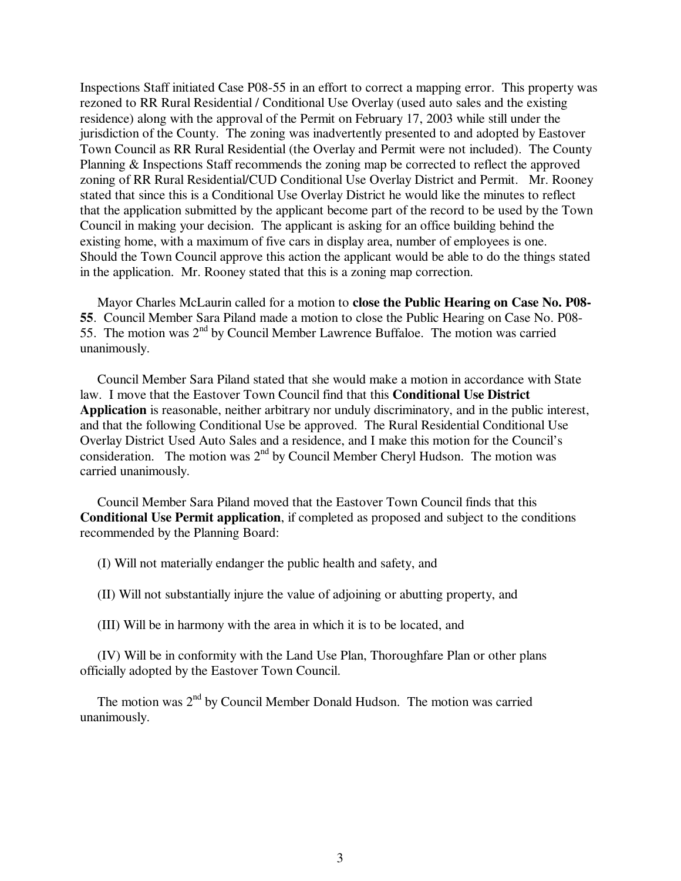Inspections Staff initiated Case P08-55 in an effort to correct a mapping error. This property was rezoned to RR Rural Residential / Conditional Use Overlay (used auto sales and the existing residence) along with the approval of the Permit on February 17, 2003 while still under the jurisdiction of the County. The zoning was inadvertently presented to and adopted by Eastover Town Council as RR Rural Residential (the Overlay and Permit were not included). The County Planning & Inspections Staff recommends the zoning map be corrected to reflect the approved zoning of RR Rural Residential/CUD Conditional Use Overlay District and Permit. Mr. Rooney stated that since this is a Conditional Use Overlay District he would like the minutes to reflect that the application submitted by the applicant become part of the record to be used by the Town Council in making your decision. The applicant is asking for an office building behind the existing home, with a maximum of five cars in display area, number of employees is one. Should the Town Council approve this action the applicant would be able to do the things stated in the application. Mr. Rooney stated that this is a zoning map correction.

Mayor Charles McLaurin called for a motion to **close the Public Hearing on Case No. P08-55**. Council Member Sara Piland made a motion to close the Public Hearing on Case No. P08-55. The motion was 2nd by Council Member Lawrence Buffaloe. The motion was carried unanimously.

Council Member Sara Piland stated that she would make a motion in accordance with State law. I move that the Eastover Town Council find that this **Conditional Use District Application** is reasonable, neither arbitrary nor unduly discriminatory, and in the public interest, and that the following Conditional Use be approved. The Rural Residential Conditional Use Overlay District Used Auto Sales and a residence, and I make this motion for the Council's consideration. The motion was 2nd by Council Member Cheryl Hudson. The motion was carried unanimously.

Council Member Sara Piland moved that the Eastover Town Council finds that this **Conditional Use Permit application**, if completed as proposed and subject to the conditions recommended by the Planning Board:

(I) Will not materially endanger the public health and safety, and

(II) Will not substantially injure the value of adjoining or abutting property, and

(III) Will be in harmony with the area in which it is to be located, and

(IV) Will be in conformity with the Land Use Plan, Thoroughfare Plan or other plans officially adopted by the Eastover Town Council.

The motion was 2nd by Council Member Donald Hudson. The motion was carried unanimously.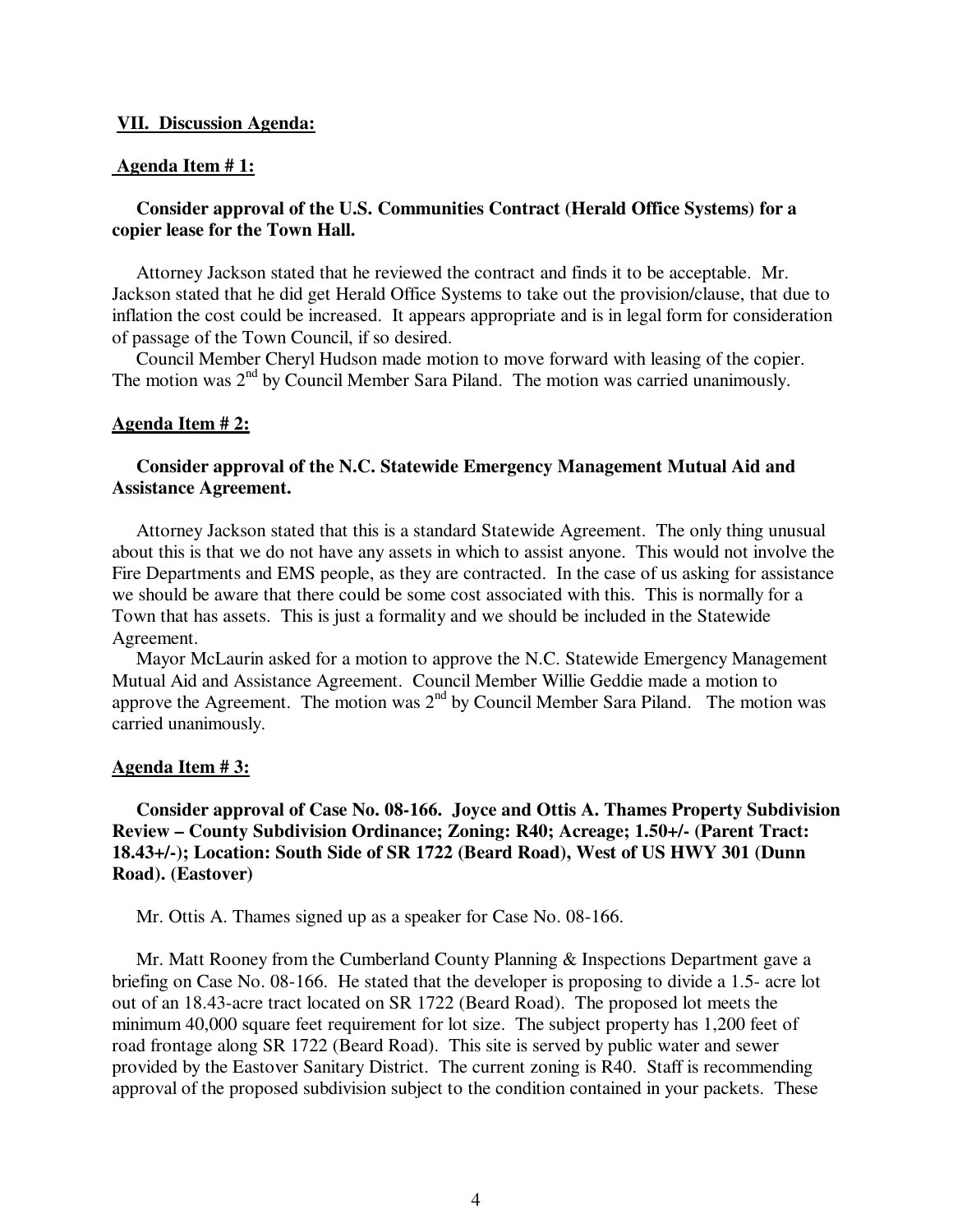**VII. Discussion Agenda:**

**Agenda Item # 1:**

**Consider approval of the U.S. Communities Contract (Herald Office Systems) for a copier lease for the Town Hall.**

Attorney Jackson stated that he reviewed the contract and finds it to be acceptable. Mr. Jackson stated that he did get Herald Office Systems to take out the provision/clause, that due to inflation the cost could be increased. It appears appropriate and is in legal form for consideration of passage of the Town Council, if so desired.

Council Member Cheryl Hudson made motion to move forward with leasing of the copier. The motion was 2nd by Council Member Sara Piland. The motion was carried unanimously.

**Agenda Item # 2:**

**Consider approval of the N.C. Statewide Emergency Management Mutual Aid and Assistance Agreement.**

Attorney Jackson stated that this is a standard Statewide Agreement. The only thing unusual about this is that we do not have any assets in which to assist anyone. This would not involve the Fire Departments and EMS people, as they are contracted. In the case of us asking for assistance we should be aware that there could be some cost associated with this. This is normally for a Town that has assets. This is just a formality and we should be included in the Statewide Agreement.

Mayor McLaurin asked for a motion to approve the N.C. Statewide Emergency Management Mutual Aid and Assistance Agreement. Council Member Willie Geddie made a motion to approve the Agreement. The motion was 2nd by Council Member Sara Piland. The motion was carried unanimously.

**Agenda Item # 3:**

**Consider approval of Case No. 08-166. Joyce and Ottis A. Thames Property Subdivision Review – County Subdivision Ordinance; Zoning: R40; Acreage; 1.50+/- (Parent Tract: 18.43+/-); Location: South Side of SR 1722 (Beard Road), West of US HWY 301 (Dunn Road). (Eastover)**

Mr. Ottis A. Thames signed up as a speaker for Case No. 08-166.

Mr. Matt Rooney from the Cumberland County Planning & Inspections Department gave a briefing on Case No. 08-166. He stated that the developer is proposing to divide a 1.5- acre lot out of an 18.43-acre tract located on SR 1722 (Beard Road). The proposed lot meets the minimum 40,000 square feet requirement for lot size. The subject property has 1,200 feet of road frontage along SR 1722 (Beard Road). This site is served by public water and sewer provided by the Eastover Sanitary District. The current zoning is R40. Staff is recommending approval of the proposed subdivision subject to the condition contained in your packets. These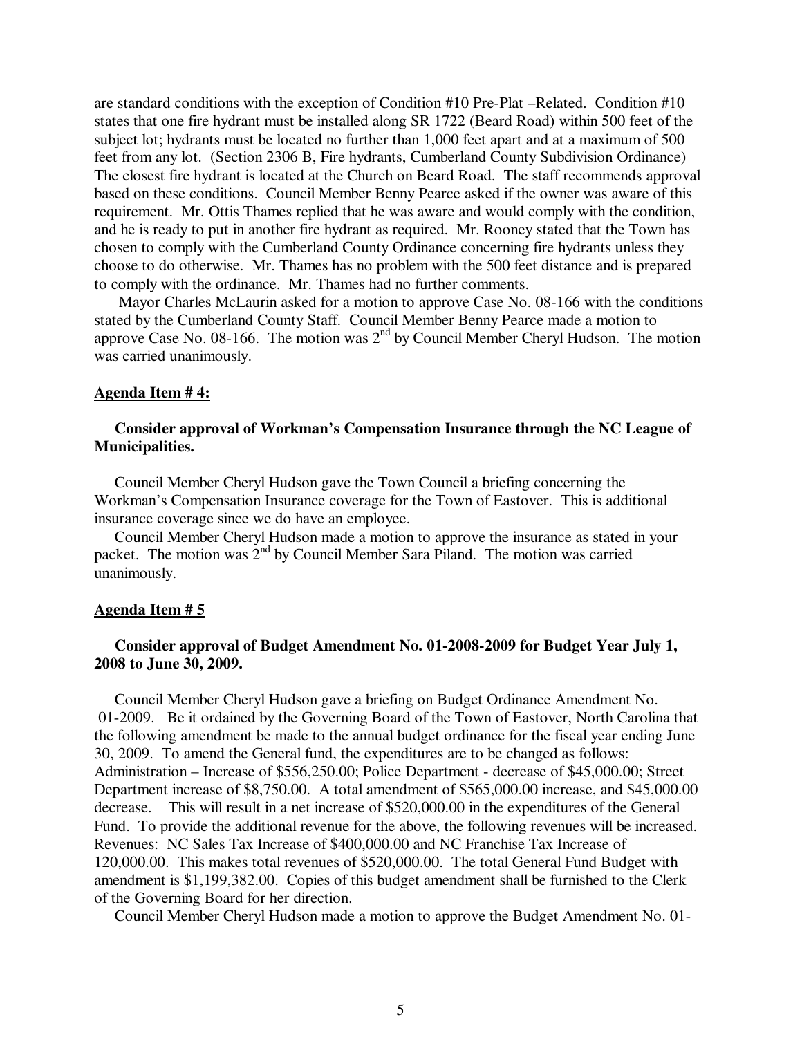are standard conditions with the exception of Condition #10 Pre-Plat –Related. Condition #10 states that one fire hydrant must be installed along SR 1722 (Beard Road) within 500 feet of the subject lot; hydrants must be located no further than 1,000 feet apart and at a maximum of 500 feet from any lot. (Section 2306 B, Fire hydrants, Cumberland County Subdivision Ordinance) The closest fire hydrant is located at the Church on Beard Road. The staff recommends approval based on these conditions. Council Member Benny Pearce asked if the owner was aware of this requirement. Mr. Ottis Thames replied that he was aware and would comply with the condition, and he is ready to put in another fire hydrant as required. Mr. Rooney stated that the Town has chosen to comply with the Cumberland County Ordinance concerning fire hydrants unless they choose to do otherwise. Mr. Thames has no problem with the 500 feet distance and is prepared to comply with the ordinance. Mr. Thames had no further comments.

Mayor Charles McLaurin asked for a motion to approve Case No. 08-166 with the conditions stated by the Cumberland County Staff. Council Member Benny Pearce made a motion to approve Case No. 08-166. The motion was 2nd by Council Member Cheryl Hudson. The motion was carried unanimously.

**Agenda Item # 4:**

**Consider approval of Workman's Compensation Insurance through the NC League of Municipalities.**

Council Member Cheryl Hudson gave the Town Council a briefing concerning the Workman's Compensation Insurance coverage for the Town of Eastover. This is additional insurance coverage since we do have an employee.

Council Member Cheryl Hudson made a motion to approve the insurance as stated in your packet. The motion was 2nd by Council Member Sara Piland. The motion was carried unanimously.

**Agenda Item # 5**

**Consider approval of Budget Amendment No. 01-2008-2009 for Budget Year July 1, 2008 to June 30, 2009.**

Council Member Cheryl Hudson gave a briefing on Budget Ordinance Amendment No. 01-2009. Be it ordained by the Governing Board of the Town of Eastover, North Carolina that the following amendment be made to the annual budget ordinance for the fiscal year ending June 30, 2009. To amend the General fund, the expenditures are to be changed as follows: Administration – Increase of \$556,250.00; Police Department - decrease of \$45,000.00; Street Department increase of \$8,750.00. A total amendment of \$565,000.00 increase, and \$45,000.00 decrease. This will result in a net increase of \$520,000.00 in the expenditures of the General Fund. To provide the additional revenue for the above, the following revenues will be increased. Revenues: NC Sales Tax Increase of \$400,000.00 and NC Franchise Tax Increase of 120,000.00. This makes total revenues of \$520,000.00. The total General Fund Budget with amendment is \$1,199,382.00. Copies of this budget amendment shall be furnished to the Clerk of the Governing Board for her direction.

Council Member Cheryl Hudson made a motion to approve the Budget Amendment No. 01-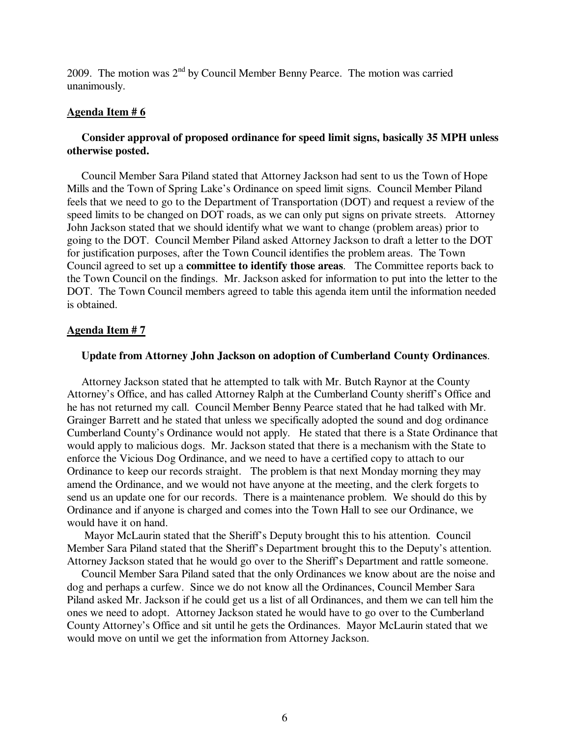2009. The motion was 2nd by Council Member Benny Pearce. The motion was carried unanimously.

**Agenda Item # 6**

**Consider approval of proposed ordinance for speed limit signs, basically 35 MPH unless otherwise posted.**

Council Member Sara Piland stated that Attorney Jackson had sent to us the Town of Hope Mills and the Town of Spring Lake's Ordinance on speed limit signs. Council Member Piland feels that we need to go to the Department of Transportation (DOT) and request a review of the speed limits to be changed on DOT roads, as we can only put signs on private streets. Attorney John Jackson stated that we should identify what we want to change (problem areas) prior to going to the DOT. Council Member Piland asked Attorney Jackson to draft a letter to the DOT for justification purposes, after the Town Council identifies the problem areas. The Town Council agreed to set up a **committee to identify those areas**. The Committee reports back to the Town Council on the findings. Mr. Jackson asked for information to put into the letter to the DOT. The Town Council members agreed to table this agenda item until the information needed is obtained.

**Agenda Item # 7**

**Update from Attorney John Jackson on adoption of Cumberland County Ordinances**.

Attorney Jackson stated that he attempted to talk with Mr. Butch Raynor at the County Attorney's Office, and has called Attorney Ralph at the Cumberland County sheriff's Office and he has not returned my call. Council Member Benny Pearce stated that he had talked with Mr. Grainger Barrett and he stated that unless we specifically adopted the sound and dog ordinance Cumberland County's Ordinance would not apply. He stated that there is a State Ordinance that would apply to malicious dogs. Mr. Jackson stated that there is a mechanism with the State to enforce the Vicious Dog Ordinance, and we need to have a certified copy to attach to our Ordinance to keep our records straight. The problem is that next Monday morning they may amend the Ordinance, and we would not have anyone at the meeting, and the clerk forgets to send us an update one for our records. There is a maintenance problem. We should do this by Ordinance and if anyone is charged and comes into the Town Hall to see our Ordinance, we would have it on hand.

Mayor McLaurin stated that the Sheriff's Deputy brought this to his attention. Council Member Sara Piland stated that the Sheriff's Department brought this to the Deputy's attention. Attorney Jackson stated that he would go over to the Sheriff's Department and rattle someone.

Council Member Sara Piland sated that the only Ordinances we know about are the noise and dog and perhaps a curfew. Since we do not know all the Ordinances, Council Member Sara Piland asked Mr. Jackson if he could get us a list of all Ordinances, and them we can tell him the ones we need to adopt. Attorney Jackson stated he would have to go over to the Cumberland County Attorney's Office and sit until he gets the Ordinances. Mayor McLaurin stated that we would move on until we get the information from Attorney Jackson.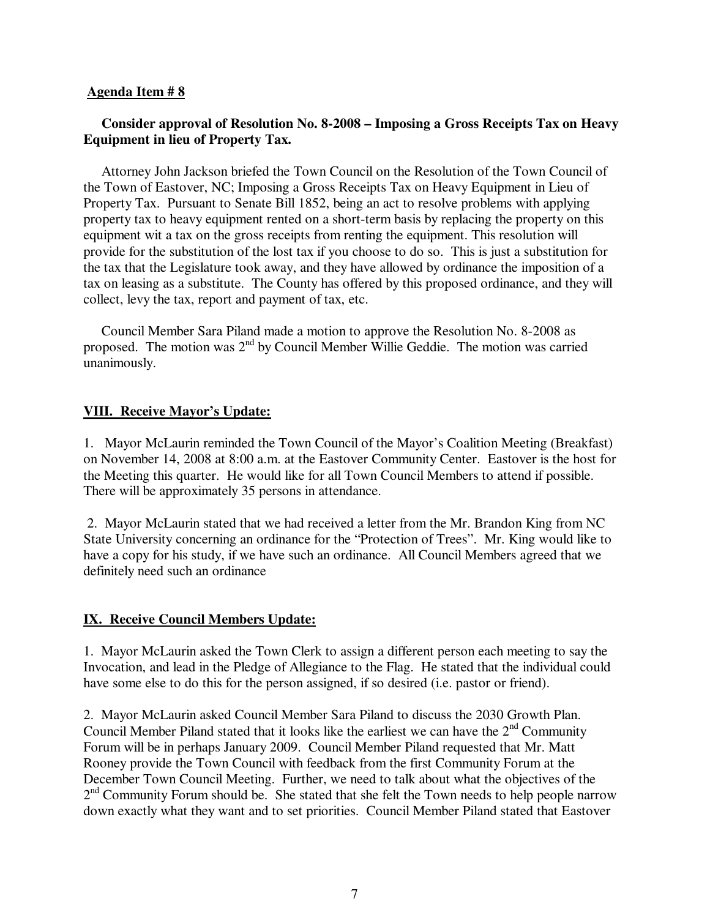**Agenda Item # 8**

**Consider approval of Resolution No. 8-2008 – Imposing a Gross Receipts Tax on Heavy Equipment in lieu of Property Tax.**

Attorney John Jackson briefed the Town Council on the Resolution of the Town Council of the Town of Eastover, NC; Imposing a Gross Receipts Tax on Heavy Equipment in Lieu of Property Tax. Pursuant to Senate Bill 1852, being an act to resolve problems with applying property tax to heavy equipment rented on a short-term basis by replacing the property on this equipment wit a tax on the gross receipts from renting the equipment. This resolution will provide for the substitution of the lost tax if you choose to do so. This is just a substitution for the tax that the Legislature took away, and they have allowed by ordinance the imposition of a tax on leasing as a substitute. The County has offered by this proposed ordinance, and they will collect, levy the tax, report and payment of tax, etc.

Council Member Sara Piland made a motion to approve the Resolution No. 8-2008 as proposed. The motion was 2nd by Council Member Willie Geddie. The motion was carried unanimously.

**VIII. Receive Mayor's Update:**

1. Mayor McLaurin reminded the Town Council of the Mayor's Coalition Meeting (Breakfast) on November 14, 2008 at 8:00 a.m. at the Eastover Community Center. Eastover is the host for the Meeting this quarter. He would like for all Town Council Members to attend if possible. There will be approximately 35 persons in attendance.

2. Mayor McLaurin stated that we had received a letter from the Mr. Brandon King from NC State University concerning an ordinance for the "Protection of Trees". Mr. King would like to have a copy for his study, if we have such an ordinance. All Council Members agreed that we definitely need such an ordinance

**IX. Receive Council Members Update:**

1. Mayor McLaurin asked the Town Clerk to assign a different person each meeting to say the Invocation, and lead in the Pledge of Allegiance to the Flag. He stated that the individual could have some else to do this for the person assigned, if so desired (i.e. pastor or friend).

2. Mayor McLaurin asked Council Member Sara Piland to discuss the 2030 Growth Plan. Council Member Piland stated that it looks like the earliest we can have the 2nd Community Forum will be in perhaps January 2009. Council Member Piland requested that Mr. Matt Rooney provide the Town Council with feedback from the first Community Forum at the December Town Council Meeting. Further, we need to talk about what the objectives of the 2nd Community Forum should be. She stated that she felt the Town needs to help people narrow down exactly what they want and to set priorities. Council Member Piland stated that Eastover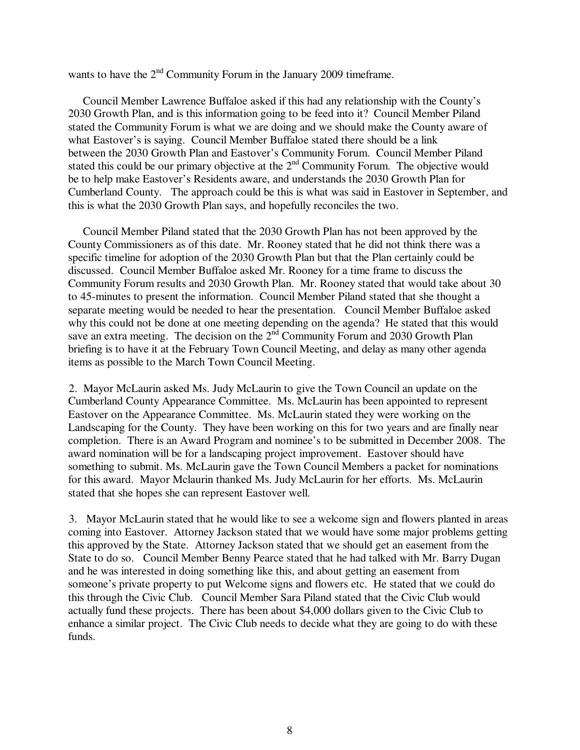wants to have the 2nd Community Forum in the January 2009 timeframe.

Council Member Lawrence Buffaloe asked if this had any relationship with the County's 2030 Growth Plan, and is this information going to be feed into it? Council Member Piland stated the Community Forum is what we are doing and we should make the County aware of what Eastover's is saying. Council Member Buffaloe stated there should be a link between the 2030 Growth Plan and Eastover's Community Forum. Council Member Piland stated this could be our primary objective at the 2nd Community Forum. The objective would be to help make Eastover's Residents aware, and understands the 2030 Growth Plan for Cumberland County. The approach could be this is what was said in Eastover in September, and this is what the 2030 Growth Plan says, and hopefully reconciles the two.

Council Member Piland stated that the 2030 Growth Plan has not been approved by the County Commissioners as of this date. Mr. Rooney stated that he did not think there was a specific timeline for adoption of the 2030 Growth Plan but that the Plan certainly could be discussed. Council Member Buffaloe asked Mr. Rooney for a time frame to discuss the Community Forum results and 2030 Growth Plan. Mr. Rooney stated that would take about 30 to 45-minutes to present the information. Council Member Piland stated that she thought a separate meeting would be needed to hear the presentation. Council Member Buffaloe asked why this could not be done at one meeting depending on the agenda? He stated that this would save an extra meeting. The decision on the 2nd Community Forum and 2030 Growth Plan briefing is to have it at the February Town Council Meeting, and delay as many other agenda items as possible to the March Town Council Meeting.

2. Mayor McLaurin asked Ms. Judy McLaurin to give the Town Council an update on the Cumberland County Appearance Committee. Ms. McLaurin has been appointed to represent Eastover on the Appearance Committee. Ms. McLaurin stated they were working on the Landscaping for the County. They have been working on this for two years and are finally near completion. There is an Award Program and nominee's to be submitted in December 2008. The award nomination will be for a landscaping project improvement. Eastover should have something to submit. Ms. McLaurin gave the Town Council Members a packet for nominations for this award. Mayor Mclaurin thanked Ms. Judy McLaurin for her efforts. Ms. McLaurin stated that she hopes she can represent Eastover well.

3. Mayor McLaurin stated that he would like to see a welcome sign and flowers planted in areas coming into Eastover. Attorney Jackson stated that we would have some major problems getting this approved by the State. Attorney Jackson stated that we should get an easement from the State to do so. Council Member Benny Pearce stated that he had talked with Mr. Barry Dugan and he was interested in doing something like this, and about getting an easement from someone's private property to put Welcome signs and flowers etc. He stated that we could do this through the Civic Club. Council Member Sara Piland stated that the Civic Club would actually fund these projects. There has been about $4,000 dollars given to the Civic Club to enhance a similar project. The Civic Club needs to decide what they are going to do with these funds.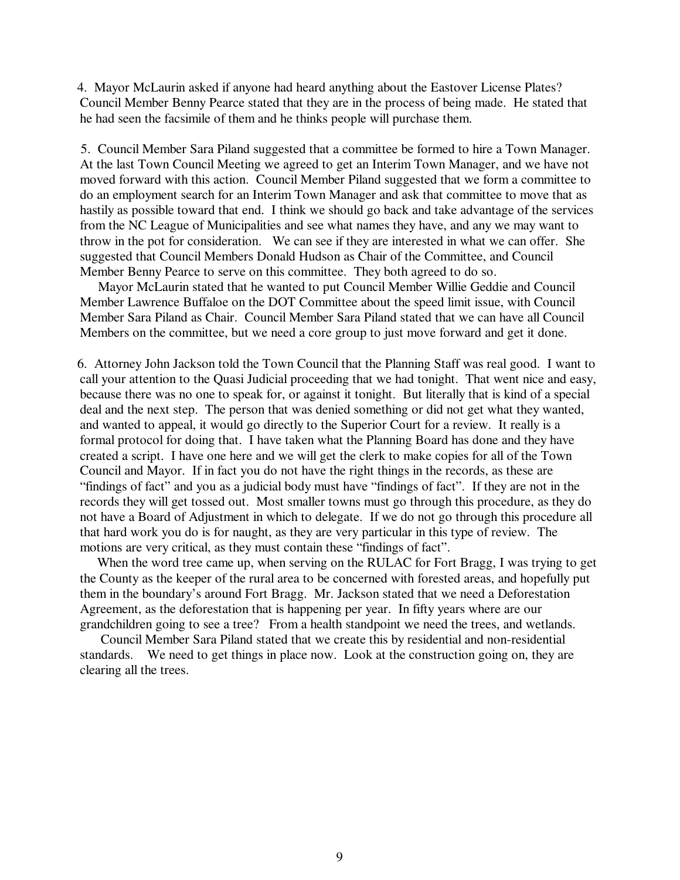4. Mayor McLaurin asked if anyone had heard anything about the Eastover License Plates? Council Member Benny Pearce stated that they are in the process of being made. He stated that he had seen the facsimile of them and he thinks people will purchase them.

5. Council Member Sara Piland suggested that a committee be formed to hire a Town Manager. At the last Town Council Meeting we agreed to get an Interim Town Manager, and we have not moved forward with this action. Council Member Piland suggested that we form a committee to do an employment search for an Interim Town Manager and ask that committee to move that as hastily as possible toward that end. I think we should go back and take advantage of the services from the NC League of Municipalities and see what names they have, and any we may want to throw in the pot for consideration. We can see if they are interested in what we can offer. She suggested that Council Members Donald Hudson as Chair of the Committee, and Council Member Benny Pearce to serve on this committee. They both agreed to do so.

Mayor McLaurin stated that he wanted to put Council Member Willie Geddie and Council Member Lawrence Buffaloe on the DOT Committee about the speed limit issue, with Council Member Sara Piland as Chair. Council Member Sara Piland stated that we can have all Council Members on the committee, but we need a core group to just move forward and get it done.

6. Attorney John Jackson told the Town Council that the Planning Staff was real good. I want to call your attention to the Quasi Judicial proceeding that we had tonight. That went nice and easy, because there was no one to speak for, or against it tonight. But literally that is kind of a special deal and the next step. The person that was denied something or did not get what they wanted, and wanted to appeal, it would go directly to the Superior Court for a review. It really is a formal protocol for doing that. I have taken what the Planning Board has done and they have created a script. I have one here and we will get the clerk to make copies for all of the Town Council and Mayor. If in fact you do not have the right things in the records, as these are "findings of fact" and you as a judicial body must have "findings of fact". If they are not in the records they will get tossed out. Most smaller towns must go through this procedure, as they do not have a Board of Adjustment in which to delegate. If we do not go through this procedure all that hard work you do is for naught, as they are very particular in this type of review. The motions are very critical, as they must contain these "findings of fact".

When the word tree came up, when serving on the RULAC for Fort Bragg, I was trying to get the County as the keeper of the rural area to be concerned with forested areas, and hopefully put them in the boundary's around Fort Bragg. Mr. Jackson stated that we need a Deforestation Agreement, as the deforestation that is happening per year. In fifty years where are our grandchildren going to see a tree? From a health standpoint we need the trees, and wetlands.

Council Member Sara Piland stated that we create this by residential and non-residential standards. We need to get things in place now. Look at the construction going on, they are clearing all the trees.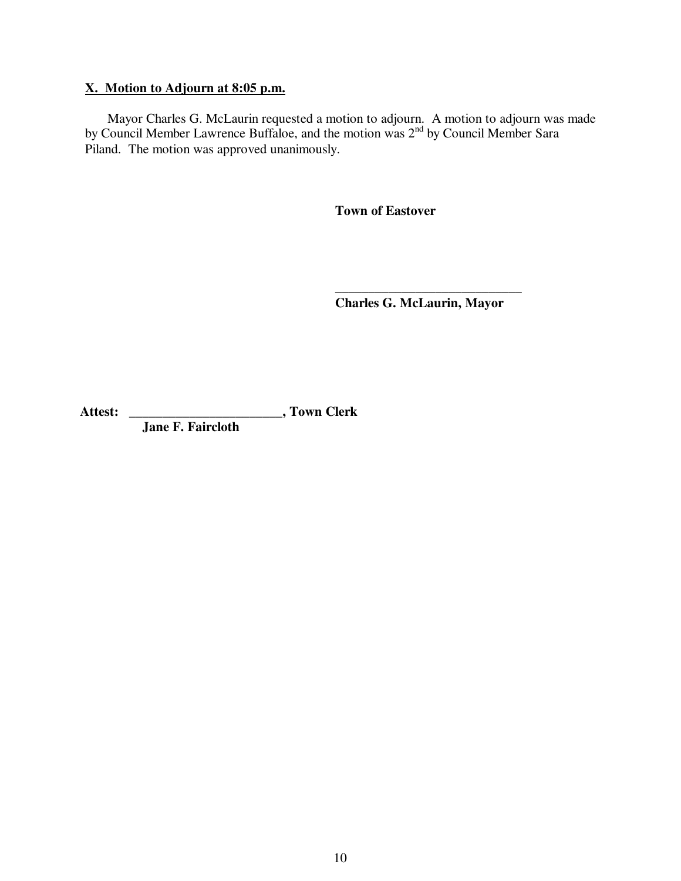## X. Motion to Adjourn at 8:05 p.m.

Mayor Charles G. McLaurin requested a motion to adjourn. A motion to adjourn was made by Council Member Lawrence Buffaloe, and the motion was 2nd by Council Member Sara Piland. The motion was approved unanimously.

**Town of Eastover**

_____________________________
**Charles G. McLaurin, Mayor**

**Attest: _______________________, Town Clerk**
**Jane F. Faircloth**